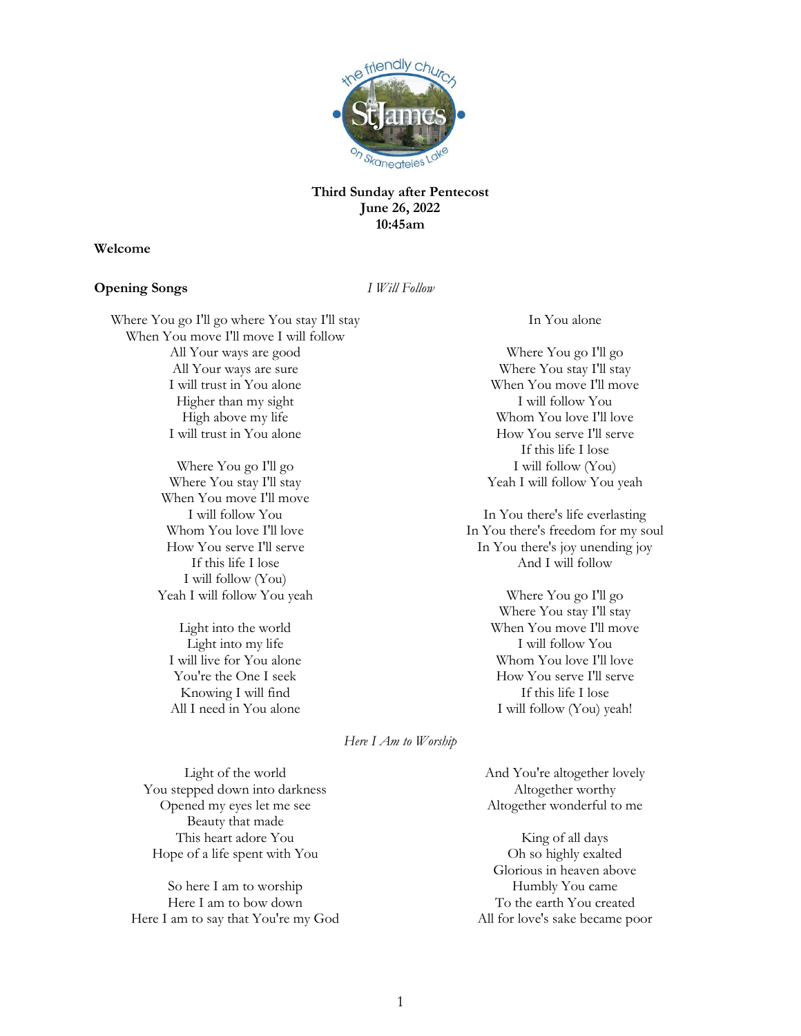the friendly church
St James
on Skaneateles Lake

**Third Sunday after Pentecost**
**June 26, 2022**
**10:45am**

**Welcome**

**Opening Songs** *I Will Follow*

Where You go I'll go where You stay I'll stay
When You move I'll move I will follow
All Your ways are good
All Your ways are sure
I will trust in You alone
Higher than my sight
High above my life
I will trust in You alone

Where You go I'll go
Where You stay I'll stay
When You move I'll move
I will follow You
Whom You love I'll love
How You serve I'll serve
If this life I lose
I will follow (You)
Yeah I will follow You yeah

Light into the world
Light into my life
I will live for You alone
You're the One I seek
Knowing I will find
All I need in You alone
In You alone

Where You go I'll go
Where You stay I'll stay
When You move I'll move
I will follow You
Whom You love I'll love
How You serve I'll serve
If this life I lose
I will follow (You)
Yeah I will follow You yeah

In You there's life everlasting
In You there's freedom for my soul
In You there's joy unending joy
And I will follow

Where You go I'll go
Where You stay I'll stay
When You move I'll move
I will follow You
Whom You love I'll love
How You serve I'll serve
If this life I lose
I will follow (You) yeah!

*Here I Am to Worship*

Light of the world
You stepped down into darkness
Opened my eyes let me see
Beauty that made
This heart adore You
Hope of a life spent with You

So here I am to worship
Here I am to bow down
Here I am to say that You're my God
And You're altogether lovely
Altogether worthy
Altogether wonderful to me

King of all days
Oh so highly exalted
Glorious in heaven above
Humbly You came
To the earth You created
All for love's sake became poor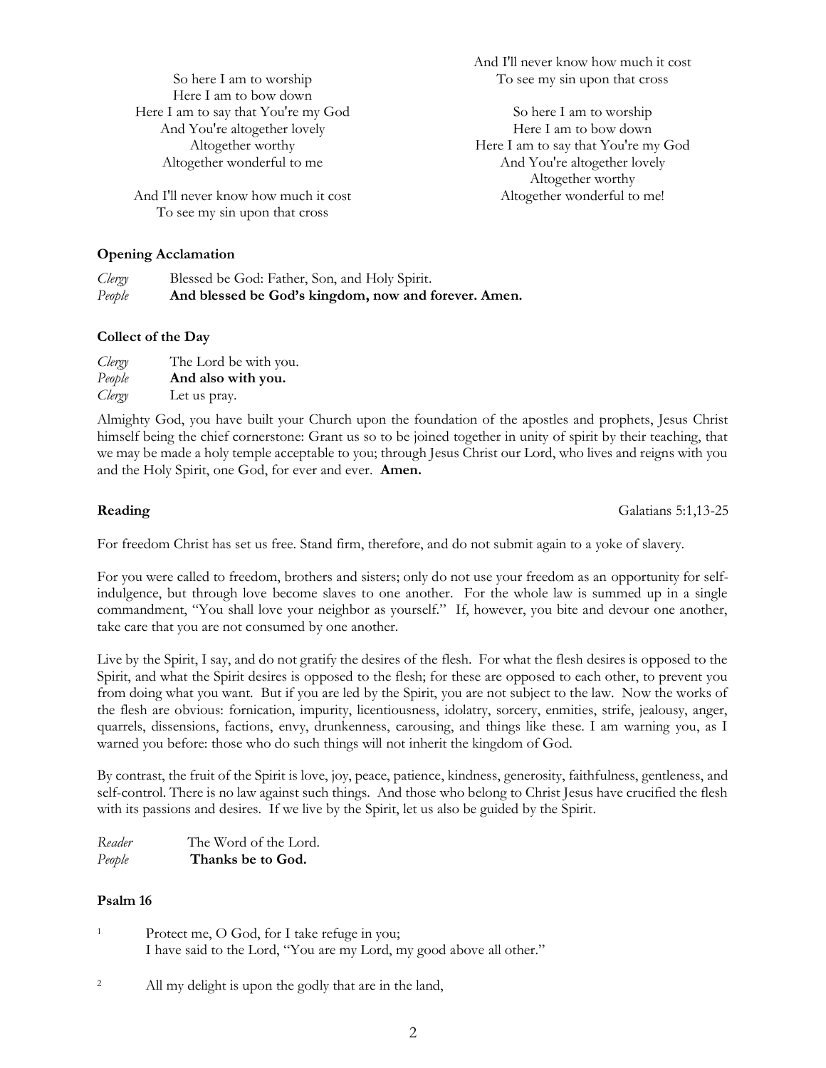So here I am to worship
Here I am to bow down
Here I am to say that You're my God
And You're altogether lovely
Altogether worthy
Altogether wonderful to me

And I'll never know how much it cost
To see my sin upon that cross

And I'll never know how much it cost
To see my sin upon that cross

So here I am to worship
Here I am to bow down
Here I am to say that You're my God
And You're altogether lovely
Altogether worthy
Altogether wonderful to me!

**Opening Acclamation**

*Clergy* Blessed be God: Father, Son, and Holy Spirit.
*People* **And blessed be God's kingdom, now and forever. Amen.**

**Collect of the Day**

*Clergy* The Lord be with you.
*People* **And also with you.**
*Clergy* Let us pray.

Almighty God, you have built your Church upon the foundation of the apostles and prophets, Jesus Christ himself being the chief cornerstone: Grant us so to be joined together in unity of spirit by their teaching, that we may be made a holy temple acceptable to you; through Jesus Christ our Lord, who lives and reigns with you and the Holy Spirit, one God, for ever and ever. **Amen.**

**Reading** Galatians 5:1,13-25

For freedom Christ has set us free. Stand firm, therefore, and do not submit again to a yoke of slavery.

For you were called to freedom, brothers and sisters; only do not use your freedom as an opportunity for self-indulgence, but through love become slaves to one another. For the whole law is summed up in a single commandment, "You shall love your neighbor as yourself." If, however, you bite and devour one another, take care that you are not consumed by one another.

Live by the Spirit, I say, and do not gratify the desires of the flesh. For what the flesh desires is opposed to the Spirit, and what the Spirit desires is opposed to the flesh; for these are opposed to each other, to prevent you from doing what you want. But if you are led by the Spirit, you are not subject to the law. Now the works of the flesh are obvious: fornication, impurity, licentiousness, idolatry, sorcery, enmities, strife, jealousy, anger, quarrels, dissensions, factions, envy, drunkenness, carousing, and things like these. I am warning you, as I warned you before: those who do such things will not inherit the kingdom of God.

By contrast, the fruit of the Spirit is love, joy, peace, patience, kindness, generosity, faithfulness, gentleness, and self-control. There is no law against such things. And those who belong to Christ Jesus have crucified the flesh with its passions and desires. If we live by the Spirit, let us also be guided by the Spirit.

*Reader* The Word of the Lord.
*People* **Thanks be to God.**

**Psalm 16**

1 Protect me, O God, for I take refuge in you;
I have said to the Lord, "You are my Lord, my good above all other."

2 All my delight is upon the godly that are in the land,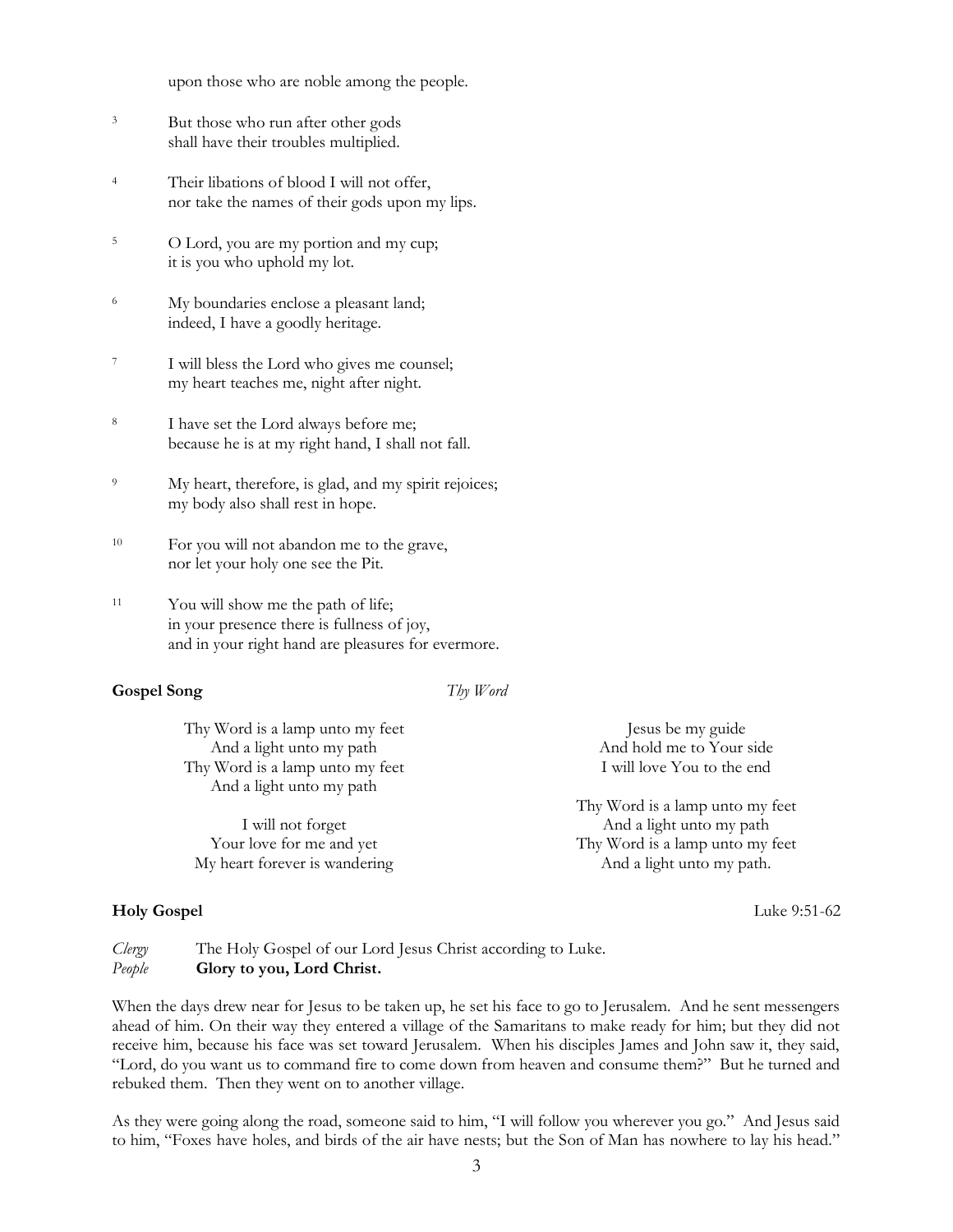upon those who are noble among the people.

3 But those who run after other gods
shall have their troubles multiplied.

4 Their libations of blood I will not offer,
nor take the names of their gods upon my lips.

5 O Lord, you are my portion and my cup;
it is you who uphold my lot.

6 My boundaries enclose a pleasant land;
indeed, I have a goodly heritage.

7 I will bless the Lord who gives me counsel;
my heart teaches me, night after night.

8 I have set the Lord always before me;
because he is at my right hand, I shall not fall.

9 My heart, therefore, is glad, and my spirit rejoices;
my body also shall rest in hope.

10 For you will not abandon me to the grave,
nor let your holy one see the Pit.

11 You will show me the path of life;
in your presence there is fullness of joy,
and in your right hand are pleasures for evermore.

**Gospel Song** *Thy Word*

Thy Word is a lamp unto my feet
And a light unto my path
Thy Word is a lamp unto my feet
And a light unto my path

I will not forget
Your love for me and yet
My heart forever is wandering

Jesus be my guide
And hold me to Your side
I will love You to the end

Thy Word is a lamp unto my feet
And a light unto my path
Thy Word is a lamp unto my feet
And a light unto my path.

**Holy Gospel** Luke 9:51-62

*Clergy* The Holy Gospel of our Lord Jesus Christ according to Luke.
*People* **Glory to you, Lord Christ.**

When the days drew near for Jesus to be taken up, he set his face to go to Jerusalem. And he sent messengers ahead of him. On their way they entered a village of the Samaritans to make ready for him; but they did not receive him, because his face was set toward Jerusalem. When his disciples James and John saw it, they said, "Lord, do you want us to command fire to come down from heaven and consume them?" But he turned and rebuked them. Then they went on to another village.

As they were going along the road, someone said to him, "I will follow you wherever you go." And Jesus said to him, "Foxes have holes, and birds of the air have nests; but the Son of Man has nowhere to lay his head."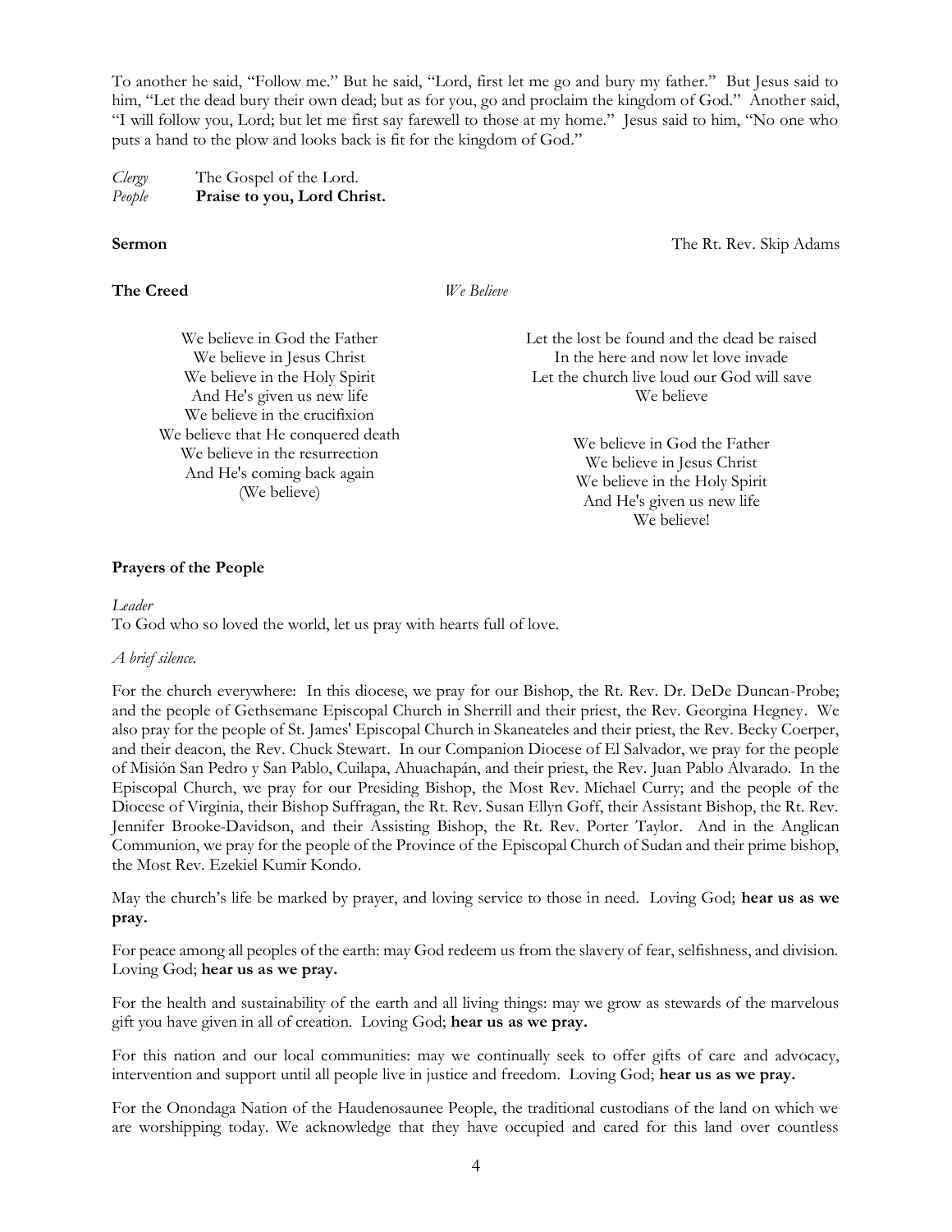To another he said, "Follow me." But he said, "Lord, first let me go and bury my father." But Jesus said to him, "Let the dead bury their own dead; but as for you, go and proclaim the kingdom of God." Another said, "I will follow you, Lord; but let me first say farewell to those at my home." Jesus said to him, "No one who puts a hand to the plow and looks back is fit for the kingdom of God."

*Clergy* The Gospel of the Lord.
*People* **Praise to you, Lord Christ.**

**Sermon** The Rt. Rev. Skip Adams

**The Creed** *We Believe*

We believe in God the Father
We believe in Jesus Christ
We believe in the Holy Spirit
And He's given us new life
We believe in the crucifixion
We believe that He conquered death
We believe in the resurrection
And He's coming back again
(We believe)

Let the lost be found and the dead be raised
In the here and now let love invade
Let the church live loud our God will save
We believe

We believe in God the Father
We believe in Jesus Christ
We believe in the Holy Spirit
And He's given us new life
We believe!

**Prayers of the People**

*Leader*
To God who so loved the world, let us pray with hearts full of love.

*A brief silence.*

For the church everywhere: In this diocese, we pray for our Bishop, the Rt. Rev. Dr. DeDe Duncan-Probe; and the people of Gethsemane Episcopal Church in Sherrill and their priest, the Rev. Georgina Hegney. We also pray for the people of St. James' Episcopal Church in Skaneateles and their priest, the Rev. Becky Coerper, and their deacon, the Rev. Chuck Stewart. In our Companion Diocese of El Salvador, we pray for the people of Misión San Pedro y San Pablo, Cuilapa, Ahuachapán, and their priest, the Rev. Juan Pablo Alvarado. In the Episcopal Church, we pray for our Presiding Bishop, the Most Rev. Michael Curry; and the people of the Diocese of Virginia, their Bishop Suffragan, the Rt. Rev. Susan Ellyn Goff, their Assistant Bishop, the Rt. Rev. Jennifer Brooke-Davidson, and their Assisting Bishop, the Rt. Rev. Porter Taylor. And in the Anglican Communion, we pray for the people of the Province of the Episcopal Church of Sudan and their prime bishop, the Most Rev. Ezekiel Kumir Kondo.

May the church's life be marked by prayer, and loving service to those in need. Loving God; **hear us as we pray.**

For peace among all peoples of the earth: may God redeem us from the slavery of fear, selfishness, and division. Loving God; **hear us as we pray.**

For the health and sustainability of the earth and all living things: may we grow as stewards of the marvelous gift you have given in all of creation. Loving God; **hear us as we pray.**

For this nation and our local communities: may we continually seek to offer gifts of care and advocacy, intervention and support until all people live in justice and freedom. Loving God; **hear us as we pray.**

For the Onondaga Nation of the Haudenosaunee People, the traditional custodians of the land on which we are worshipping today. We acknowledge that they have occupied and cared for this land over countless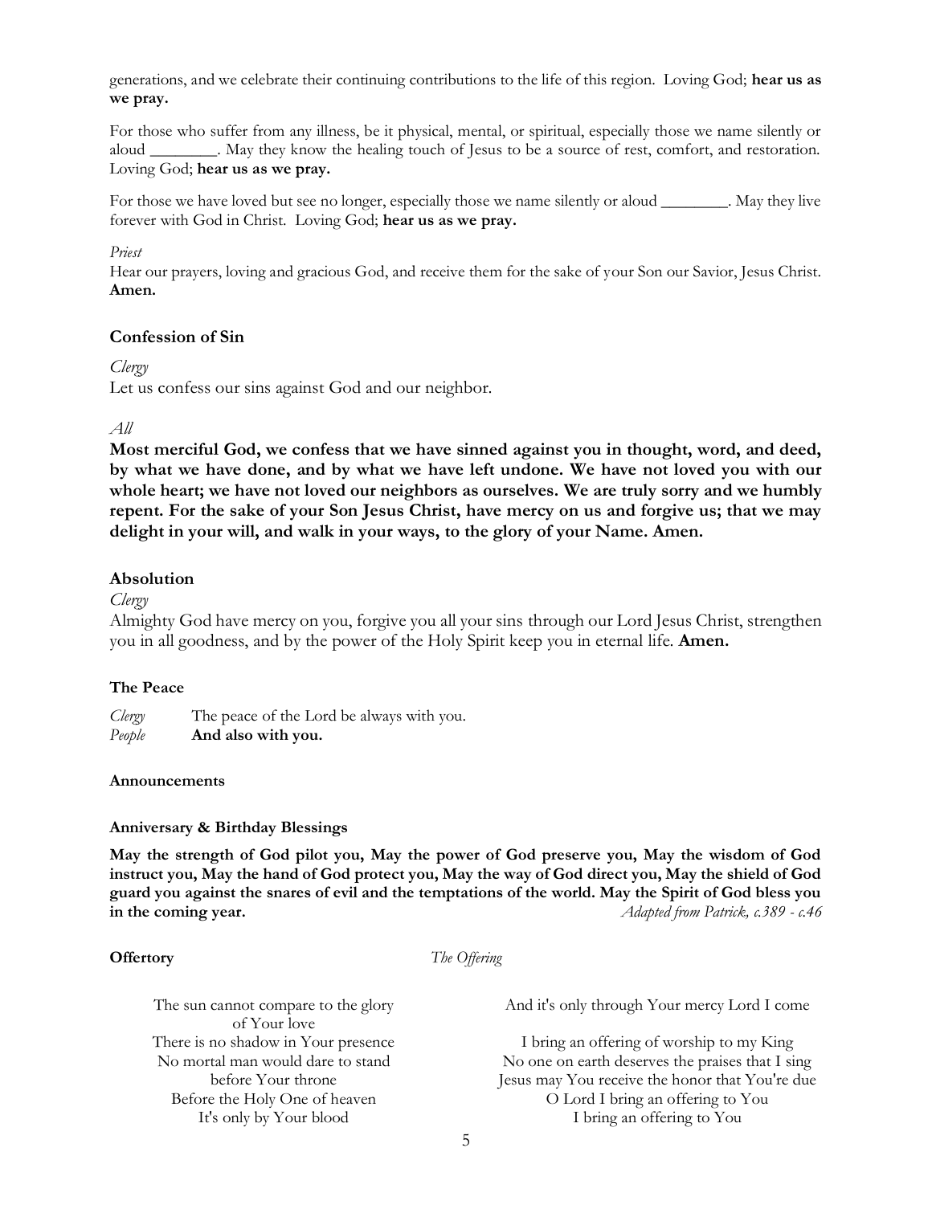generations, and we celebrate their continuing contributions to the life of this region. Loving God; **hear us as we pray.**

For those who suffer from any illness, be it physical, mental, or spiritual, especially those we name silently or aloud ________. May they know the healing touch of Jesus to be a source of rest, comfort, and restoration. Loving God; **hear us as we pray.**

For those we have loved but see no longer, especially those we name silently or aloud ________. May they live forever with God in Christ. Loving God; **hear us as we pray.**

*Priest*
Hear our prayers, loving and gracious God, and receive them for the sake of your Son our Savior, Jesus Christ. **Amen.**

### Confession of Sin

*Clergy*
Let us confess our sins against God and our neighbor.

*All*
**Most merciful God, we confess that we have sinned against you in thought, word, and deed, by what we have done, and by what we have left undone. We have not loved you with our whole heart; we have not loved our neighbors as ourselves. We are truly sorry and we humbly repent. For the sake of your Son Jesus Christ, have mercy on us and forgive us; that we may delight in your will, and walk in your ways, to the glory of your Name. Amen.**

### Absolution

*Clergy*
Almighty God have mercy on you, forgive you all your sins through our Lord Jesus Christ, strengthen you in all goodness, and by the power of the Holy Spirit keep you in eternal life. **Amen.**

### The Peace

*Clergy* The peace of the Lord be always with you.
*People* **And also with you.**

**Announcements**

**Anniversary & Birthday Blessings**

**May the strength of God pilot you, May the power of God preserve you, May the wisdom of God instruct you, May the hand of God protect you, May the way of God direct you, May the shield of God guard you against the snares of evil and the temptations of the world. May the Spirit of God bless you in the coming year.** *Adapted from Patrick, c.389 - c.46*

**Offertory** *The Offering*

The sun cannot compare to the glory of Your love
There is no shadow in Your presence
No mortal man would dare to stand before Your throne
Before the Holy One of heaven
It's only by Your blood
And it's only through Your mercy Lord I come

I bring an offering of worship to my King
No one on earth deserves the praises that I sing
Jesus may You receive the honor that You're due
O Lord I bring an offering to You
I bring an offering to You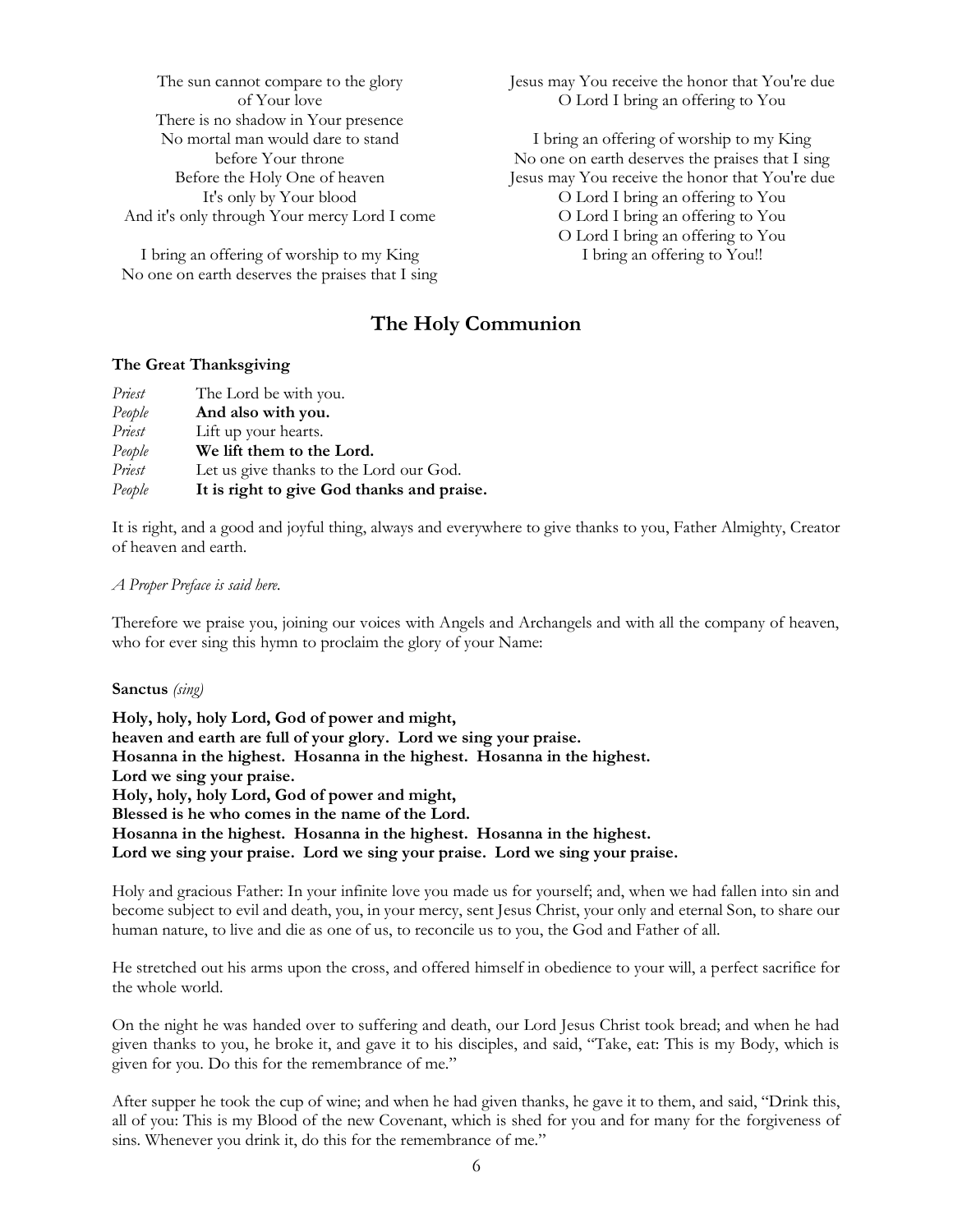The sun cannot compare to the glory
of Your love
There is no shadow in Your presence
No mortal man would dare to stand
before Your throne
Before the Holy One of heaven
It's only by Your blood
And it's only through Your mercy Lord I come

I bring an offering of worship to my King
No one on earth deserves the praises that I sing
Jesus may You receive the honor that You're due
O Lord I bring an offering to You

I bring an offering of worship to my King
No one on earth deserves the praises that I sing
Jesus may You receive the honor that You're due
O Lord I bring an offering to You
O Lord I bring an offering to You
O Lord I bring an offering to You
I bring an offering to You!!

## The Holy Communion

**The Great Thanksgiving**

*Priest* The Lord be with you.
*People* **And also with you.**
*Priest* Lift up your hearts.
*People* **We lift them to the Lord.**
*Priest* Let us give thanks to the Lord our God.
*People* **It is right to give God thanks and praise.**

It is right, and a good and joyful thing, always and everywhere to give thanks to you, Father Almighty, Creator of heaven and earth.

*A Proper Preface is said here.*

Therefore we praise you, joining our voices with Angels and Archangels and with all the company of heaven, who for ever sing this hymn to proclaim the glory of your Name:

**Sanctus** *(sing)*

**Holy, holy, holy Lord, God of power and might,**
**heaven and earth are full of your glory. Lord we sing your praise.**
**Hosanna in the highest. Hosanna in the highest. Hosanna in the highest.**
**Lord we sing your praise.**
**Holy, holy, holy Lord, God of power and might,**
**Blessed is he who comes in the name of the Lord.**
**Hosanna in the highest. Hosanna in the highest. Hosanna in the highest.**
**Lord we sing your praise. Lord we sing your praise. Lord we sing your praise.**

Holy and gracious Father: In your infinite love you made us for yourself; and, when we had fallen into sin and become subject to evil and death, you, in your mercy, sent Jesus Christ, your only and eternal Son, to share our human nature, to live and die as one of us, to reconcile us to you, the God and Father of all.

He stretched out his arms upon the cross, and offered himself in obedience to your will, a perfect sacrifice for the whole world.

On the night he was handed over to suffering and death, our Lord Jesus Christ took bread; and when he had given thanks to you, he broke it, and gave it to his disciples, and said, "Take, eat: This is my Body, which is given for you. Do this for the remembrance of me."

After supper he took the cup of wine; and when he had given thanks, he gave it to them, and said, "Drink this, all of you: This is my Blood of the new Covenant, which is shed for you and for many for the forgiveness of sins. Whenever you drink it, do this for the remembrance of me."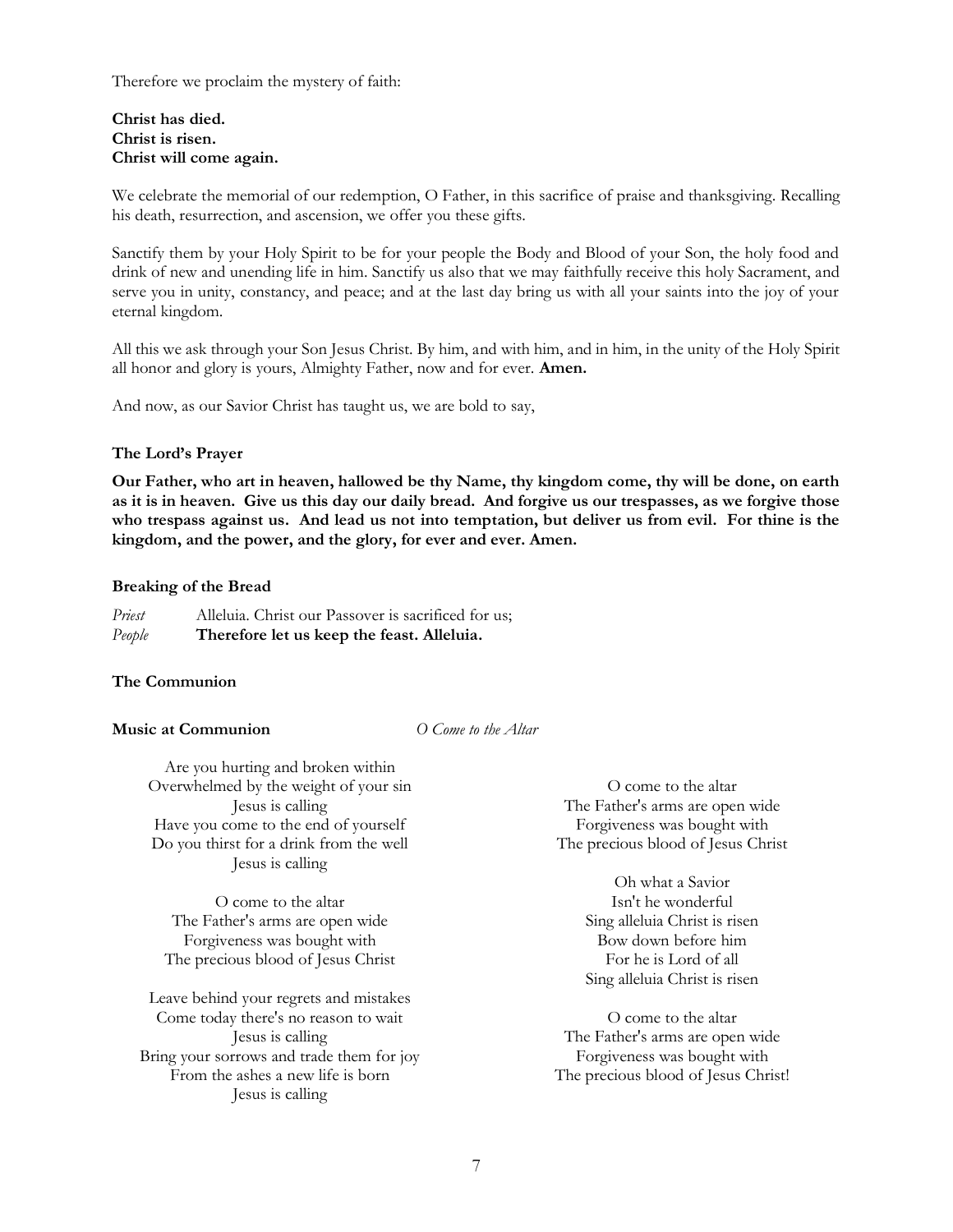Therefore we proclaim the mystery of faith:

**Christ has died.**
**Christ is risen.**
**Christ will come again.**

We celebrate the memorial of our redemption, O Father, in this sacrifice of praise and thanksgiving. Recalling his death, resurrection, and ascension, we offer you these gifts.

Sanctify them by your Holy Spirit to be for your people the Body and Blood of your Son, the holy food and drink of new and unending life in him. Sanctify us also that we may faithfully receive this holy Sacrament, and serve you in unity, constancy, and peace; and at the last day bring us with all your saints into the joy of your eternal kingdom.

All this we ask through your Son Jesus Christ. By him, and with him, and in him, in the unity of the Holy Spirit all honor and glory is yours, Almighty Father, now and for ever. **Amen.**

And now, as our Savior Christ has taught us, we are bold to say,

**The Lord's Prayer**

**Our Father, who art in heaven, hallowed be thy Name, thy kingdom come, thy will be done, on earth as it is in heaven. Give us this day our daily bread. And forgive us our trespasses, as we forgive those who trespass against us. And lead us not into temptation, but deliver us from evil. For thine is the kingdom, and the power, and the glory, for ever and ever. Amen.**

**Breaking of the Bread**

*Priest* Alleluia. Christ our Passover is sacrificed for us;
*People* **Therefore let us keep the feast. Alleluia.**

**The Communion**

**Music at Communion** *O Come to the Altar*

Are you hurting and broken within
Overwhelmed by the weight of your sin
Jesus is calling
Have you come to the end of yourself
Do you thirst for a drink from the well
Jesus is calling

O come to the altar
The Father's arms are open wide
Forgiveness was bought with
The precious blood of Jesus Christ

Leave behind your regrets and mistakes
Come today there's no reason to wait
Jesus is calling
Bring your sorrows and trade them for joy
From the ashes a new life is born
Jesus is calling

O come to the altar
The Father's arms are open wide
Forgiveness was bought with
The precious blood of Jesus Christ

Oh what a Savior
Isn't he wonderful
Sing alleluia Christ is risen
Bow down before him
For he is Lord of all
Sing alleluia Christ is risen

O come to the altar
The Father's arms are open wide
Forgiveness was bought with
The precious blood of Jesus Christ!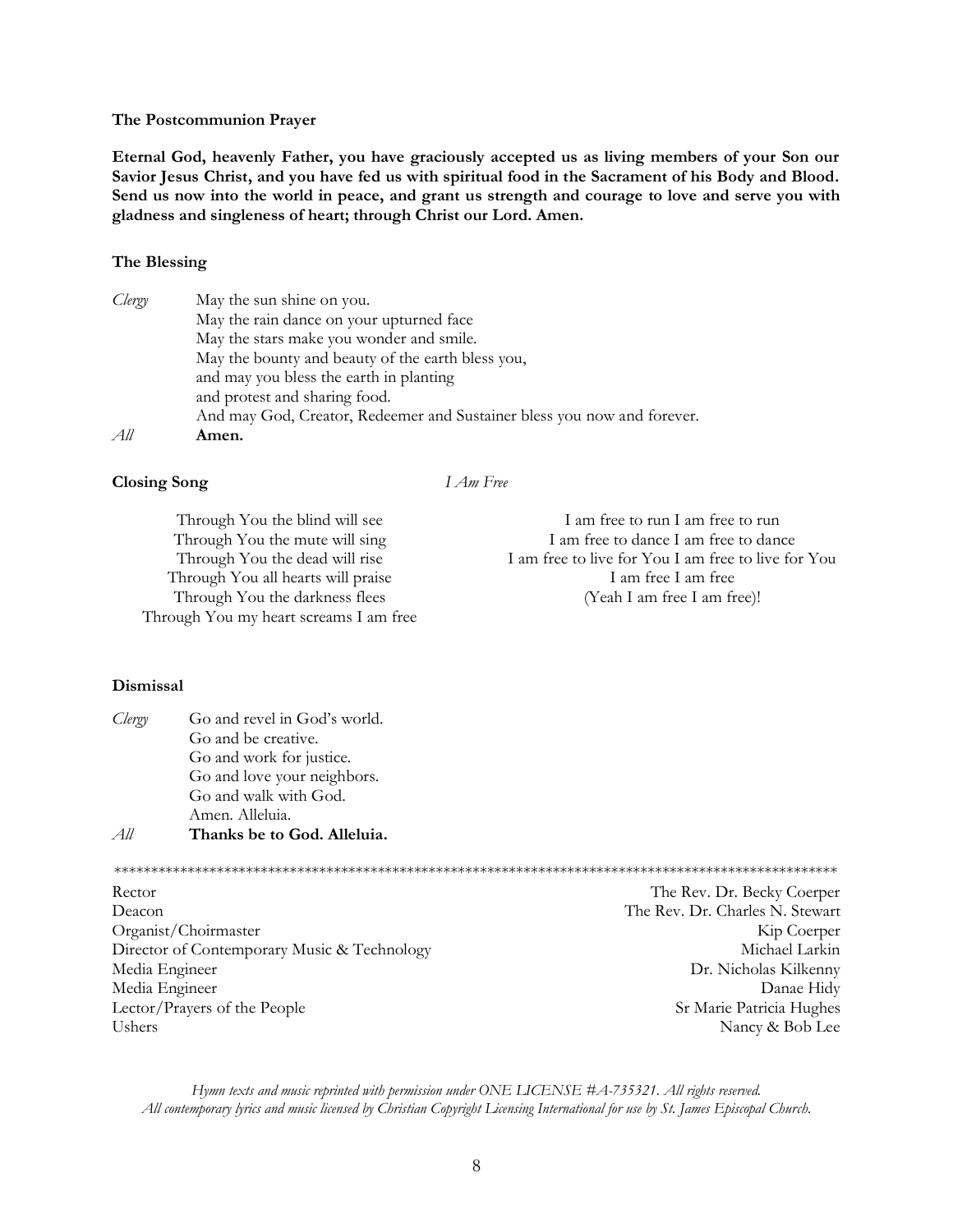**The Postcommunion Prayer**

**Eternal God, heavenly Father, you have graciously accepted us as living members of your Son our Savior Jesus Christ, and you have fed us with spiritual food in the Sacrament of his Body and Blood. Send us now into the world in peace, and grant us strength and courage to love and serve you with gladness and singleness of heart; through Christ our Lord. Amen.**

**The Blessing**

*Clergy* May the sun shine on you.
May the rain dance on your upturned face
May the stars make you wonder and smile.
May the bounty and beauty of the earth bless you,
and may you bless the earth in planting
and protest and sharing food.
And may God, Creator, Redeemer and Sustainer bless you now and forever.

*All* **Amen.**

**Closing Song** *I Am Free*

Through You the blind will see
Through You the mute will sing
Through You the dead will rise
Through You all hearts will praise
Through You the darkness flees
Through You my heart screams I am free

I am free to run I am free to run
I am free to dance I am free to dance
I am free to live for You I am free to live for You
I am free I am free
(Yeah I am free I am free)!

**Dismissal**

*Clergy* Go and revel in God's world.
Go and be creative.
Go and work for justice.
Go and love your neighbors.
Go and walk with God.
Amen. Alleluia.

*All* **Thanks be to God. Alleluia.**

\*\*\*\*\*\*\*\*\*\*\*\*\*\*\*\*\*\*\*\*\*\*\*\*\*\*\*\*\*\*\*\*\*\*\*\*\*\*\*\*\*\*\*\*\*\*\*\*\*\*\*\*\*\*\*\*\*\*\*\*\*\*\*\*\*\*\*\*\*\*\*\*\*\*\*\*\*\*\*\*\*\*\*\*\*\*\*\*\*\*\*\*\*\*\*\*\*\*\*\*

| | |
|---|---|
| Rector | The Rev. Dr. Becky Coerper |
| Deacon | The Rev. Dr. Charles N. Stewart |
| Organist/Choirmaster | Kip Coerper |
| Director of Contemporary Music & Technology | Michael Larkin |
| Media Engineer | Dr. Nicholas Kilkenny |
| Media Engineer | Danae Hidy |
| Lector/Prayers of the People | Sr Marie Patricia Hughes |
| Ushers | Nancy & Bob Lee |

*Hymn texts and music reprinted with permission under ONE LICENSE #A-735321. All rights reserved.*
*All contemporary lyrics and music licensed by Christian Copyright Licensing International for use by St. James Episcopal Church.*